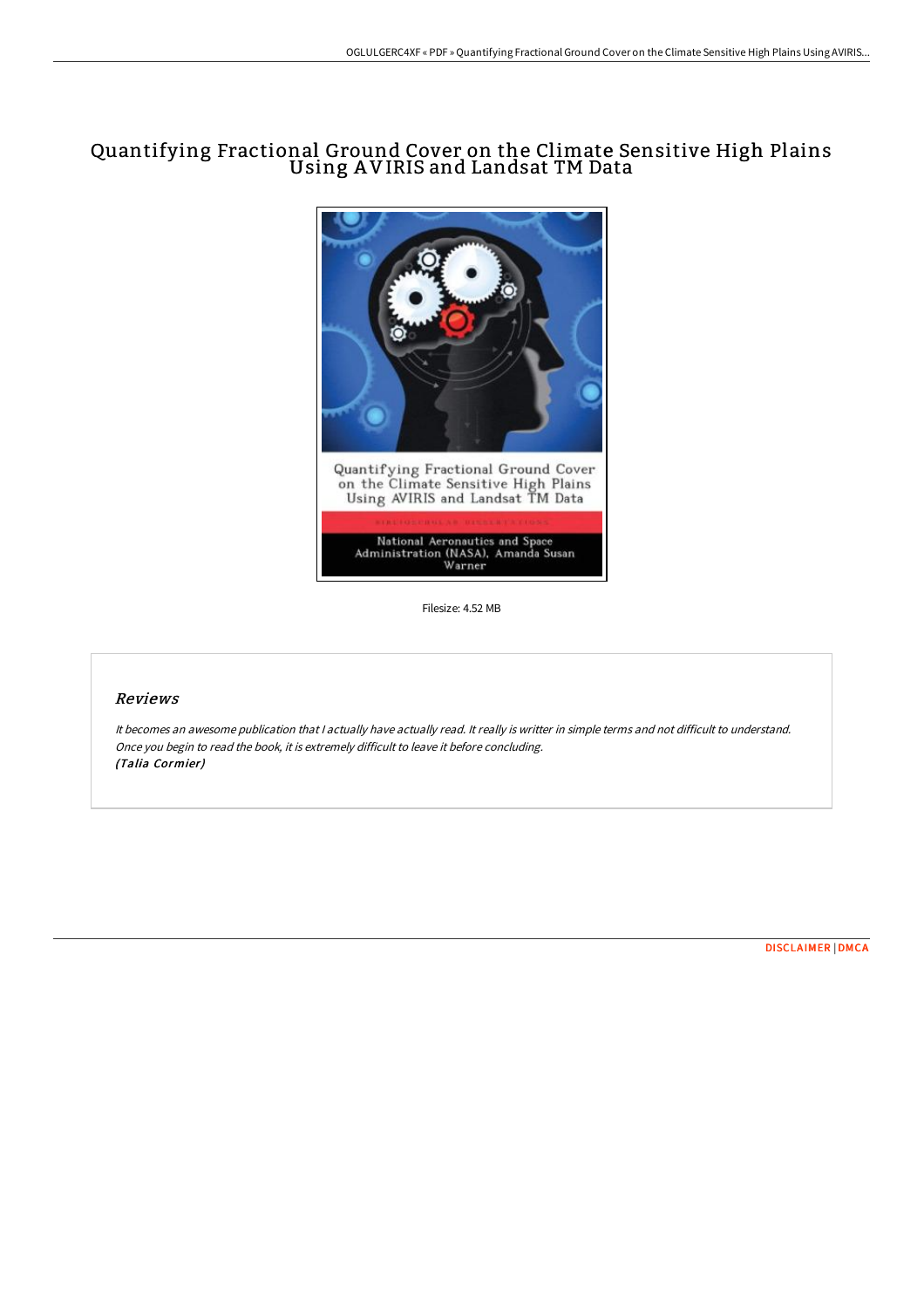# Quantifying Fractional Ground Cover on the Climate Sensitive High Plains Using AVIRIS and Landsat TM Data

Filesize: 4.52 MB

## Reviews

*It becomes an awesome publication that I actually have actually read. It really is writter in simple terms and not difficult to understand. Once you begin to read the book, it is extremely difficult to leave it before concluding.*
***(Talia Cormier)***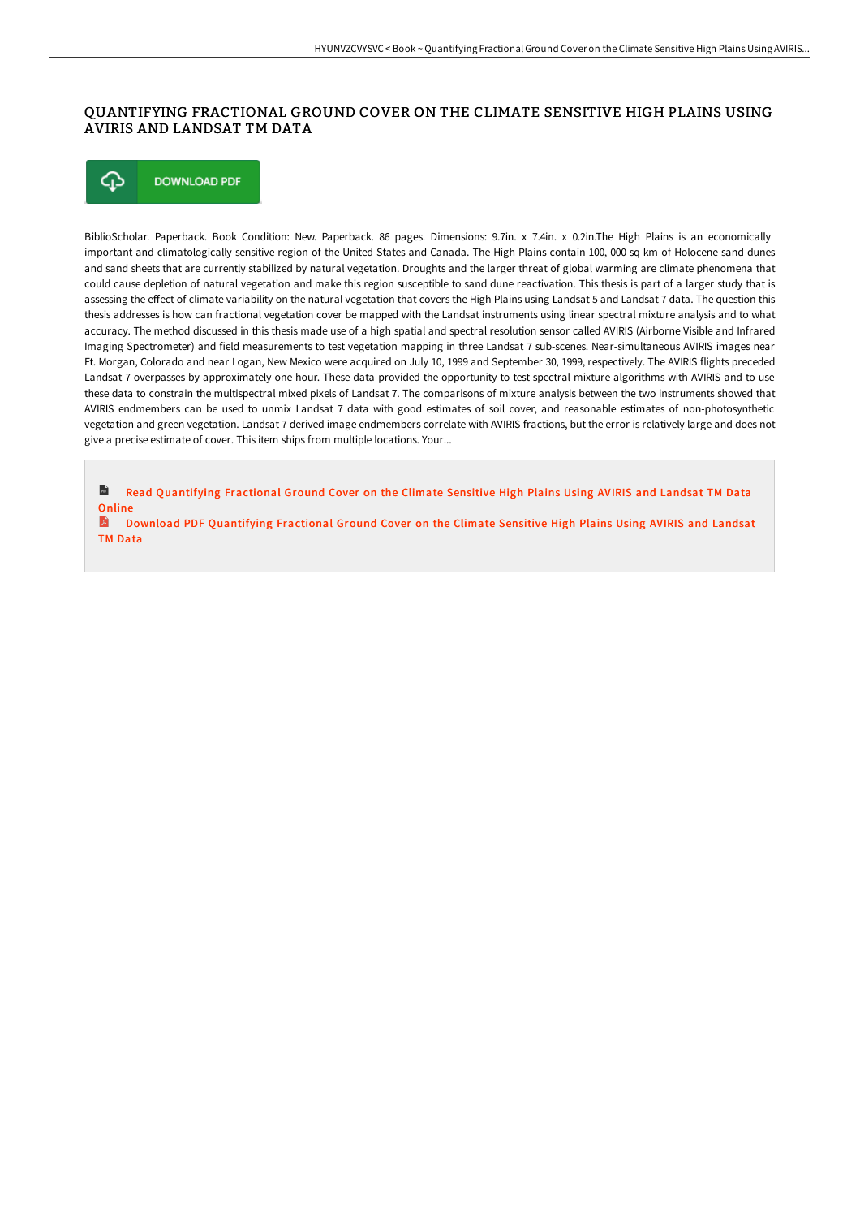# QUANTIFYING FRACTIONAL GROUND COVER ON THE CLIMATE SENSITIVE HIGH PLAINS USING AVIRIS AND LANDSAT TM DATA

DOWNLOAD PDF

BiblioScholar. Paperback. Book Condition: New. Paperback. 86 pages. Dimensions: 9.7in. x 7.4in. x 0.2in.The High Plains is an economically important and climatologically sensitive region of the United States and Canada. The High Plains contain 100, 000 sq km of Holocene sand dunes and sand sheets that are currently stabilized by natural vegetation. Droughts and the larger threat of global warming are climate phenomena that could cause depletion of natural vegetation and make this region susceptible to sand dune reactivation. This thesis is part of a larger study that is assessing the effect of climate variability on the natural vegetation that covers the High Plains using Landsat 5 and Landsat 7 data. The question this thesis addresses is how can fractional vegetation cover be mapped with the Landsat instruments using linear spectral mixture analysis and to what accuracy. The method discussed in this thesis made use of a high spatial and spectral resolution sensor called AVIRIS (Airborne Visible and Infrared Imaging Spectrometer) and field measurements to test vegetation mapping in three Landsat 7 sub-scenes. Near-simultaneous AVIRIS images near Ft. Morgan, Colorado and near Logan, New Mexico were acquired on July 10, 1999 and September 30, 1999, respectively. The AVIRIS flights preceded Landsat 7 overpasses by approximately one hour. These data provided the opportunity to test spectral mixture algorithms with AVIRIS and to use these data to constrain the multispectral mixed pixels of Landsat 7. The comparisons of mixture analysis between the two instruments showed that AVIRIS endmembers can be used to unmix Landsat 7 data with good estimates of soil cover, and reasonable estimates of non-photosynthetic vegetation and green vegetation. Landsat 7 derived image endmembers correlate with AVIRIS fractions, but the error is relatively large and does not give a precise estimate of cover. This item ships from multiple locations. Your...

Read Quantifying Fractional Ground Cover on the Climate Sensitive High Plains Using AVIRIS and Landsat TM Data Online

Download PDF Quantifying Fractional Ground Cover on the Climate Sensitive High Plains Using AVIRIS and Landsat TM Data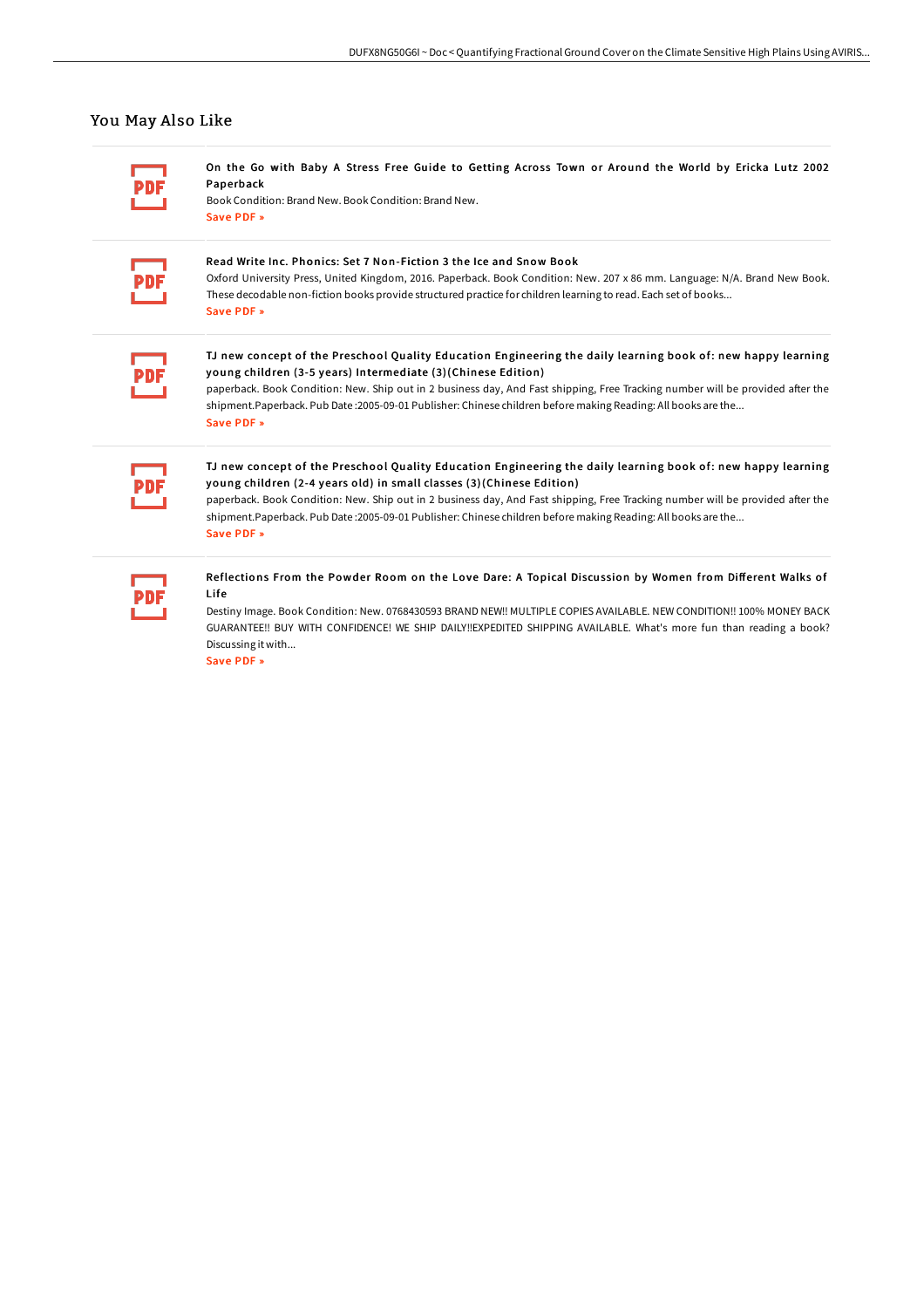## You May Also Like

**On the Go with Baby A Stress Free Guide to Getting Across Town or Around the World by Ericka Lutz 2002 Paperback**

Book Condition: Brand New. Book Condition: Brand New.

Save PDF »

**Read Write Inc. Phonics: Set 7 Non-Fiction 3 the Ice and Snow Book**

Oxford University Press, United Kingdom, 2016. Paperback. Book Condition: New. 207 x 86 mm. Language: N/A. Brand New Book. These decodable non-fiction books provide structured practice for children learning to read. Each set of books...

Save PDF »

**TJ new concept of the Preschool Quality Education Engineering the daily learning book of: new happy learning young children (3-5 years) Intermediate (3)(Chinese Edition)**

paperback. Book Condition: New. Ship out in 2 business day, And Fast shipping, Free Tracking number will be provided after the shipment.Paperback. Pub Date :2005-09-01 Publisher: Chinese children before making Reading: All books are the...

Save PDF »

**TJ new concept of the Preschool Quality Education Engineering the daily learning book of: new happy learning young children (2-4 years old) in small classes (3)(Chinese Edition)**

paperback. Book Condition: New. Ship out in 2 business day, And Fast shipping, Free Tracking number will be provided after the shipment.Paperback. Pub Date :2005-09-01 Publisher: Chinese children before making Reading: All books are the...

Save PDF »

**Reflections From the Powder Room on the Love Dare: A Topical Discussion by Women from Different Walks of Life**

Destiny Image. Book Condition: New. 0768430593 BRAND NEW!! MULTIPLE COPIES AVAILABLE. NEW CONDITION!! 100% MONEY BACK GUARANTEE!! BUY WITH CONFIDENCE! WE SHIP DAILY!!EXPEDITED SHIPPING AVAILABLE. What's more fun than reading a book? Discussing it with...

Save PDF »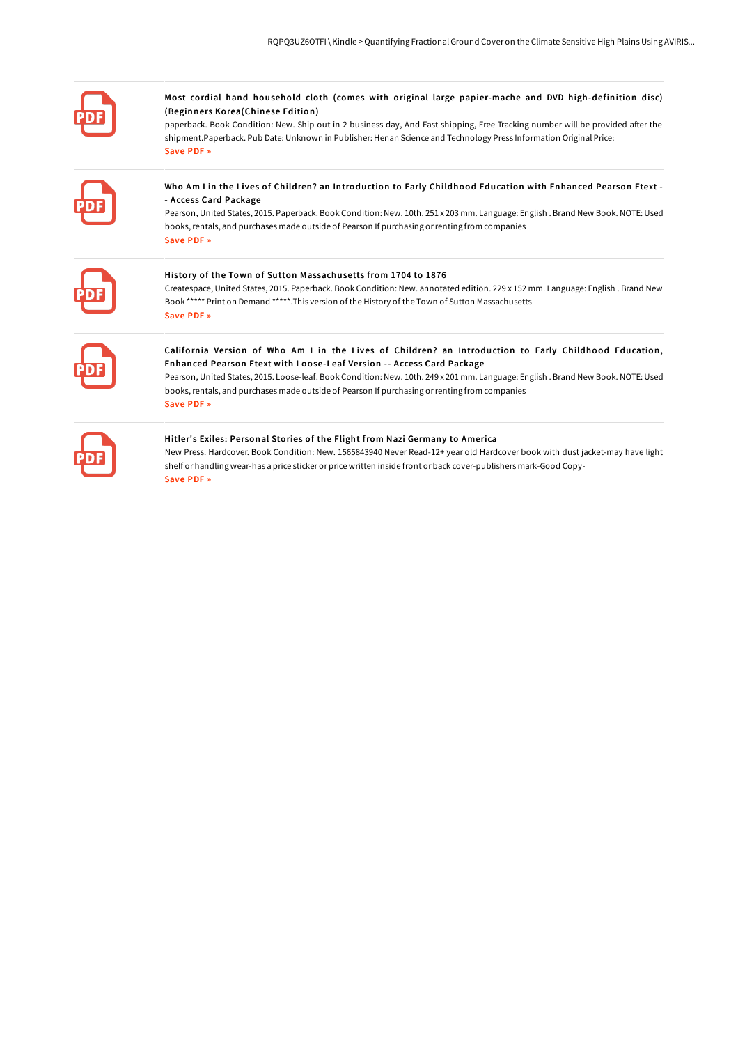**Most cordial hand household cloth (comes with original large papier-mache and DVD high-definition disc) (Beginners Korea(Chinese Edition)**

paperback. Book Condition: New. Ship out in 2 business day, And Fast shipping, Free Tracking number will be provided after the shipment.Paperback. Pub Date: Unknown in Publisher: Henan Science and Technology Press Information Original Price:

Save PDF »

**Who Am I in the Lives of Children? an Introduction to Early Childhood Education with Enhanced Pearson Etext -- Access Card Package**

Pearson, United States, 2015. Paperback. Book Condition: New. 10th. 251 x 203 mm. Language: English . Brand New Book. NOTE: Used books, rentals, and purchases made outside of Pearson If purchasing or renting from companies

Save PDF »

**History of the Town of Sutton Massachusetts from 1704 to 1876**

Createspace, United States, 2015. Paperback. Book Condition: New. annotated edition. 229 x 152 mm. Language: English . Brand New Book ***** Print on Demand *****.This version of the History of the Town of Sutton Massachusetts

Save PDF »

**California Version of Who Am I in the Lives of Children? an Introduction to Early Childhood Education, Enhanced Pearson Etext with Loose-Leaf Version -- Access Card Package**

Pearson, United States, 2015. Loose-leaf. Book Condition: New. 10th. 249 x 201 mm. Language: English . Brand New Book. NOTE: Used books, rentals, and purchases made outside of Pearson If purchasing or renting from companies

Save PDF »

**Hitler's Exiles: Personal Stories of the Flight from Nazi Germany to America**

New Press. Hardcover. Book Condition: New. 1565843940 Never Read-12+ year old Hardcover book with dust jacket-may have light shelf or handling wear-has a price sticker or price written inside front or back cover-publishers mark-Good Copy-

Save PDF »